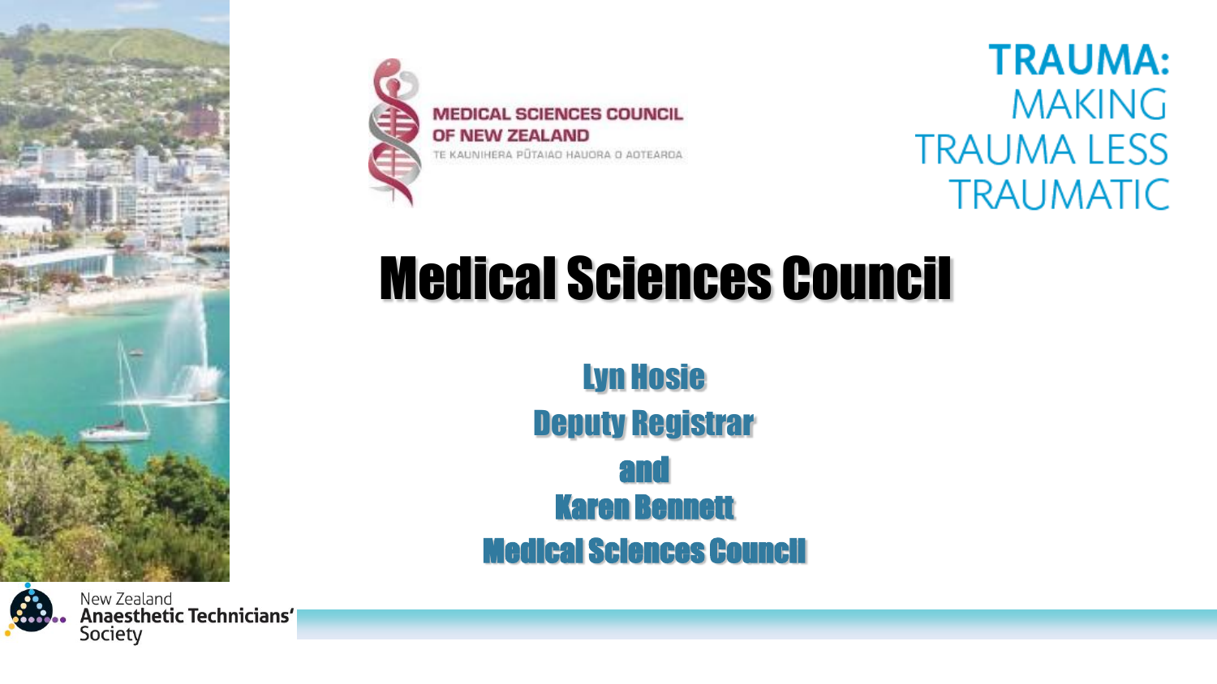MEDICAL SCIENCES COUNCIL OF NEW ZEALAND

TE KAUNIHERA PŪTAIAO HAUORA O AOTEAROA

**TRAUMA:** MAKING TRAUMA LESS TRAUMATIC

# Medical Sciences Council

**Lyn Hosie**

**Deputy Registrar**

**and**

**Karen Bennett**

**Medical Sciences Council**

New Zealand Anaesthetic Technicians' Society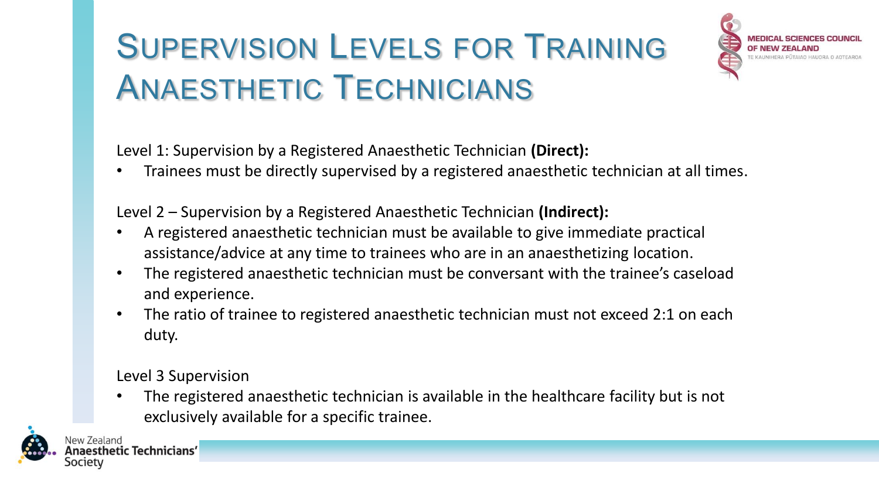# Supervision Levels for Training Anaesthetic Technicians

Level 1: Supervision by a Registered Anaesthetic Technician **(Direct):**

- Trainees must be directly supervised by a registered anaesthetic technician at all times.

Level 2 – Supervision by a Registered Anaesthetic Technician **(Indirect):**

- A registered anaesthetic technician must be available to give immediate practical assistance/advice at any time to trainees who are in an anaesthetizing location.
- The registered anaesthetic technician must be conversant with the trainee's caseload and experience.
- The ratio of trainee to registered anaesthetic technician must not exceed 2:1 on each duty.

Level 3 Supervision

- The registered anaesthetic technician is available in the healthcare facility but is not exclusively available for a specific trainee.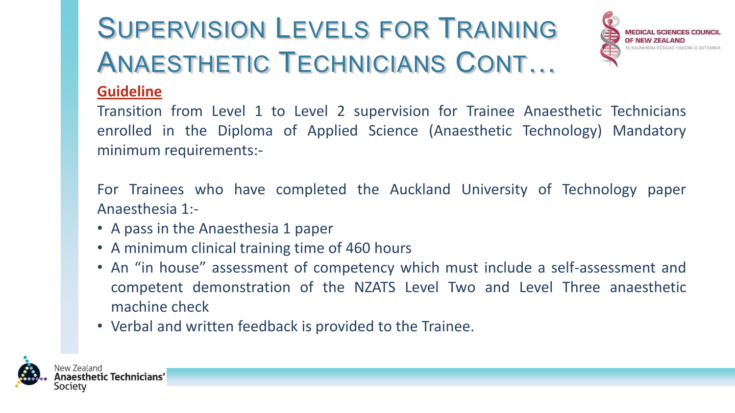# Supervision Levels for Training Anaesthetic Technicians Cont…

**Guideline**

Transition from Level 1 to Level 2 supervision for Trainee Anaesthetic Technicians enrolled in the Diploma of Applied Science (Anaesthetic Technology) Mandatory minimum requirements:-

For Trainees who have completed the Auckland University of Technology paper Anaesthesia 1:-

- A pass in the Anaesthesia 1 paper
- A minimum clinical training time of 460 hours
- An "in house" assessment of competency which must include a self-assessment and competent demonstration of the NZATS Level Two and Level Three anaesthetic machine check
- Verbal and written feedback is provided to the Trainee.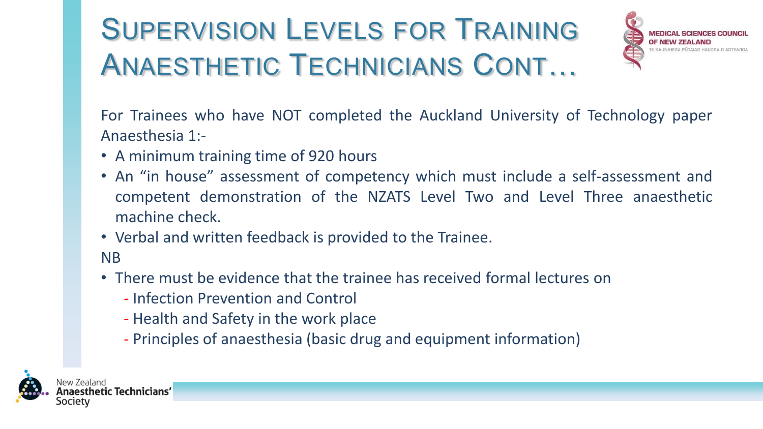# Supervision Levels for Training Anaesthetic Technicians Cont…

For Trainees who have NOT completed the Auckland University of Technology paper Anaesthesia 1:-

- A minimum training time of 920 hours
- An "in house" assessment of competency which must include a self-assessment and competent demonstration of the NZATS Level Two and Level Three anaesthetic machine check.
- Verbal and written feedback is provided to the Trainee.

NB

- There must be evidence that the trainee has received formal lectures on
  - Infection Prevention and Control
  - Health and Safety in the work place
  - Principles of anaesthesia (basic drug and equipment information)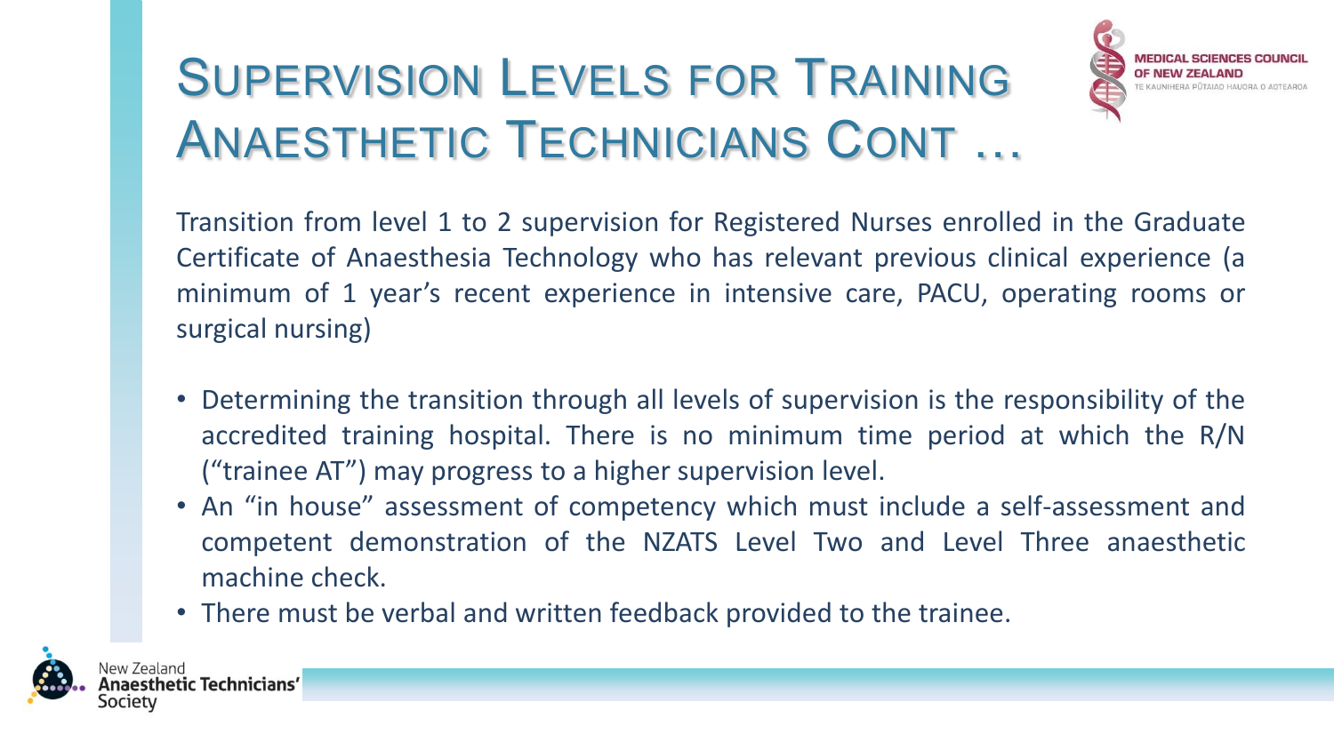# Supervision Levels for Training Anaesthetic Technicians Cont …

Transition from level 1 to 2 supervision for Registered Nurses enrolled in the Graduate Certificate of Anaesthesia Technology who has relevant previous clinical experience (a minimum of 1 year's recent experience in intensive care, PACU, operating rooms or surgical nursing)

- Determining the transition through all levels of supervision is the responsibility of the accredited training hospital. There is no minimum time period at which the R/N ("trainee AT") may progress to a higher supervision level.
- An "in house" assessment of competency which must include a self-assessment and competent demonstration of the NZATS Level Two and Level Three anaesthetic machine check.
- There must be verbal and written feedback provided to the trainee.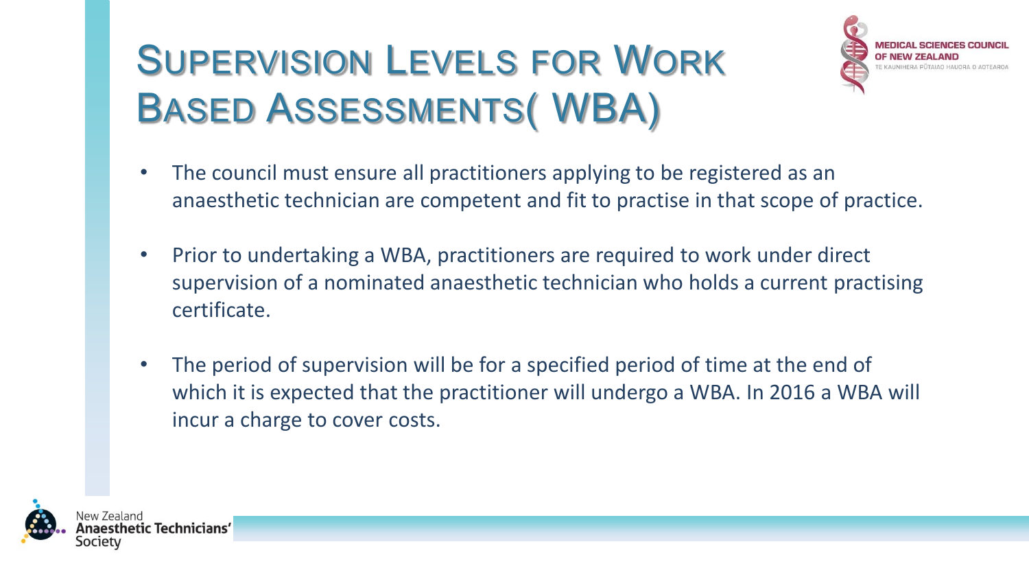# Supervision Levels for Work Based Assessments( WBA)

- The council must ensure all practitioners applying to be registered as an anaesthetic technician are competent and fit to practise in that scope of practice.
- Prior to undertaking a WBA, practitioners are required to work under direct supervision of a nominated anaesthetic technician who holds a current practising certificate.
- The period of supervision will be for a specified period of time at the end of which it is expected that the practitioner will undergo a WBA. In 2016 a WBA will incur a charge to cover costs.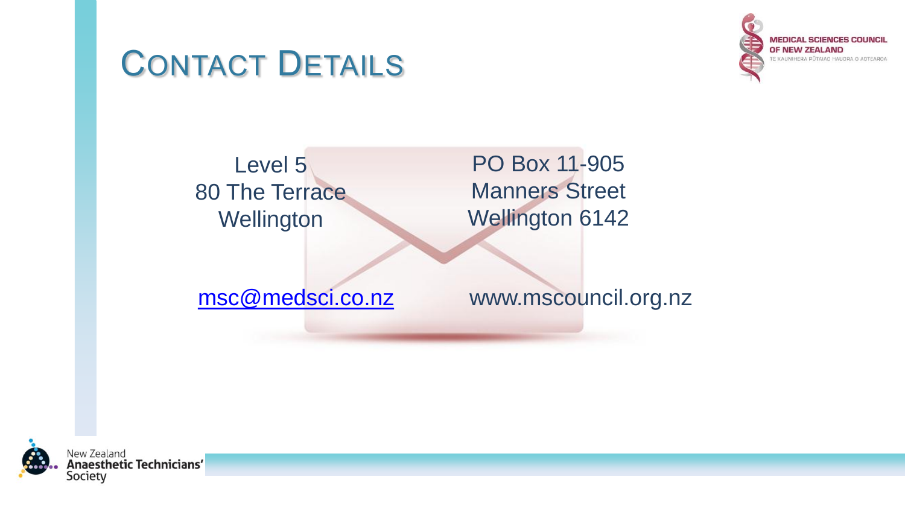# Contact Details

Level 5
80 The Terrace
Wellington

PO Box 11-905
Manners Street
Wellington 6142

msc@medsci.co.nz

www.mscouncil.org.nz